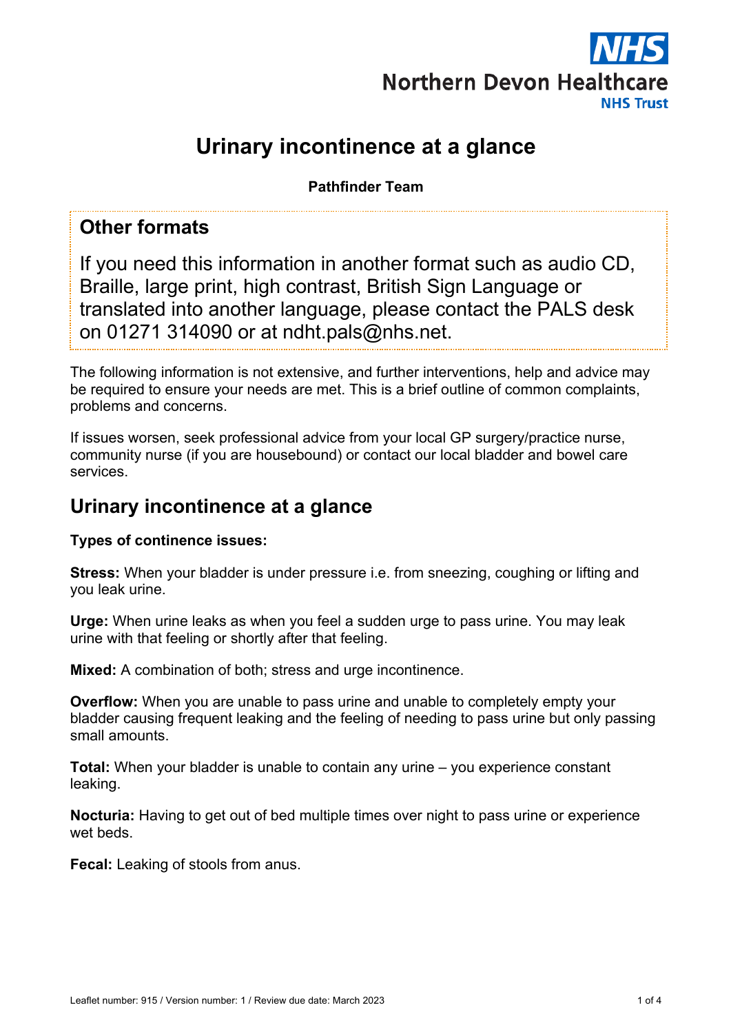Northern Devon Healthcare NHS Trust

# Urinary incontinence at a glance

**Pathfinder Team**

## Other formats

If you need this information in another format such as audio CD, Braille, large print, high contrast, British Sign Language or translated into another language, please contact the PALS desk on 01271 314090 or at ndht.pals@nhs.net.

The following information is not extensive, and further interventions, help and advice may be required to ensure your needs are met. This is a brief outline of common complaints, problems and concerns.

If issues worsen, seek professional advice from your local GP surgery/practice nurse, community nurse (if you are housebound) or contact our local bladder and bowel care services.

## Urinary incontinence at a glance

**Types of continence issues:**

**Stress:** When your bladder is under pressure i.e. from sneezing, coughing or lifting and you leak urine.

**Urge:** When urine leaks as when you feel a sudden urge to pass urine. You may leak urine with that feeling or shortly after that feeling.

**Mixed:** A combination of both; stress and urge incontinence.

**Overflow:** When you are unable to pass urine and unable to completely empty your bladder causing frequent leaking and the feeling of needing to pass urine but only passing small amounts.

**Total:** When your bladder is unable to contain any urine – you experience constant leaking.

**Nocturia:** Having to get out of bed multiple times over night to pass urine or experience wet beds.

**Fecal:** Leaking of stools from anus.

Leaflet number: 915 / Version number: 1 / Review due date: March 2023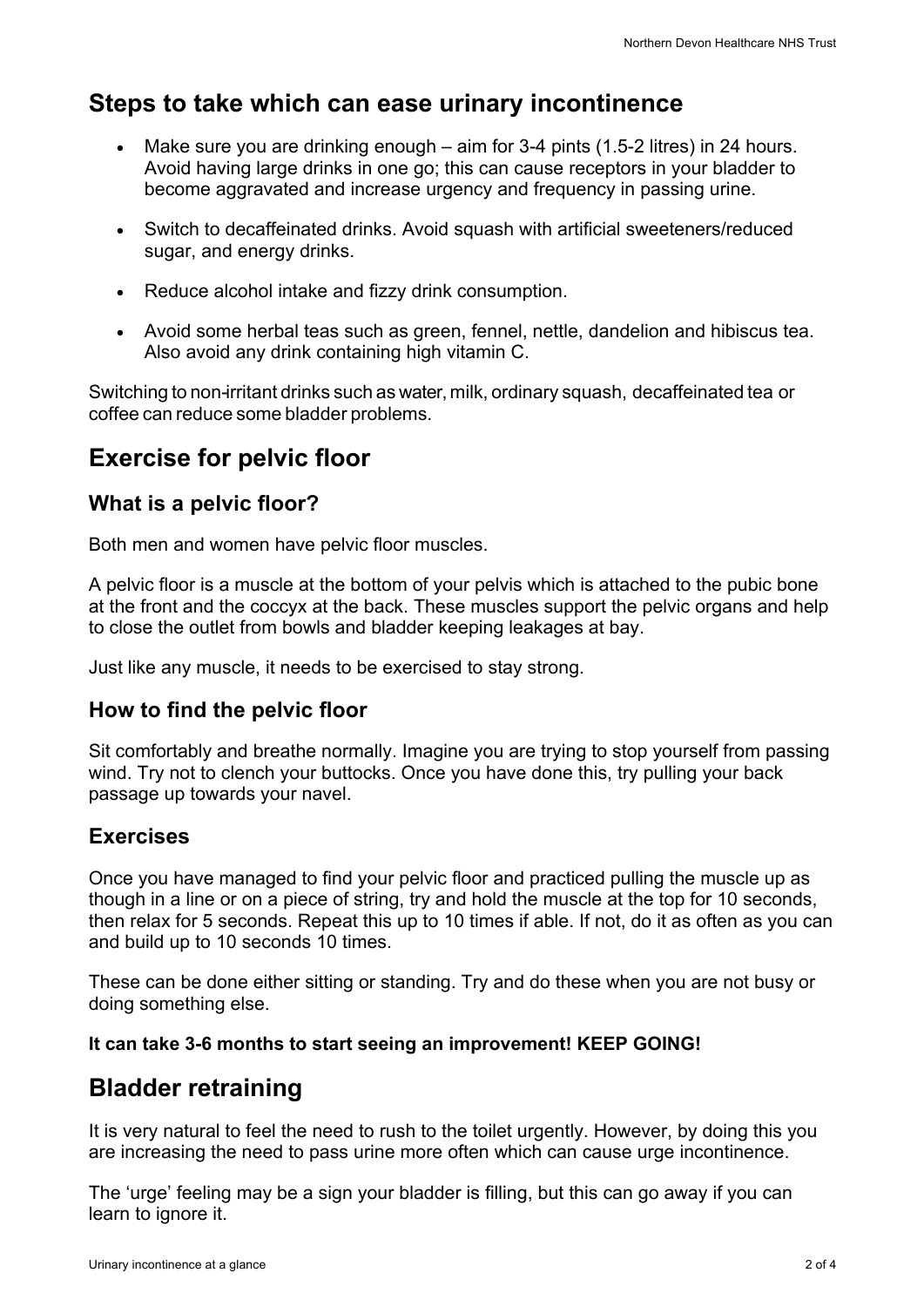## Steps to take which can ease urinary incontinence

- Make sure you are drinking enough – aim for 3-4 pints (1.5-2 litres) in 24 hours. Avoid having large drinks in one go; this can cause receptors in your bladder to become aggravated and increase urgency and frequency in passing urine.
- Switch to decaffeinated drinks. Avoid squash with artificial sweeteners/reduced sugar, and energy drinks.
- Reduce alcohol intake and fizzy drink consumption.
- Avoid some herbal teas such as green, fennel, nettle, dandelion and hibiscus tea. Also avoid any drink containing high vitamin C.

Switching to non-irritant drinks such as water, milk, ordinary squash, decaffeinated tea or coffee can reduce some bladder problems.

## Exercise for pelvic floor

### What is a pelvic floor?

Both men and women have pelvic floor muscles.

A pelvic floor is a muscle at the bottom of your pelvis which is attached to the pubic bone at the front and the coccyx at the back. These muscles support the pelvic organs and help to close the outlet from bowls and bladder keeping leakages at bay.

Just like any muscle, it needs to be exercised to stay strong.

### How to find the pelvic floor

Sit comfortably and breathe normally. Imagine you are trying to stop yourself from passing wind. Try not to clench your buttocks. Once you have done this, try pulling your back passage up towards your navel.

### Exercises

Once you have managed to find your pelvic floor and practiced pulling the muscle up as though in a line or on a piece of string, try and hold the muscle at the top for 10 seconds, then relax for 5 seconds. Repeat this up to 10 times if able. If not, do it as often as you can and build up to 10 seconds 10 times.

These can be done either sitting or standing. Try and do these when you are not busy or doing something else.

**It can take 3-6 months to start seeing an improvement! KEEP GOING!**

## Bladder retraining

It is very natural to feel the need to rush to the toilet urgently. However, by doing this you are increasing the need to pass urine more often which can cause urge incontinence.

The 'urge' feeling may be a sign your bladder is filling, but this can go away if you can learn to ignore it.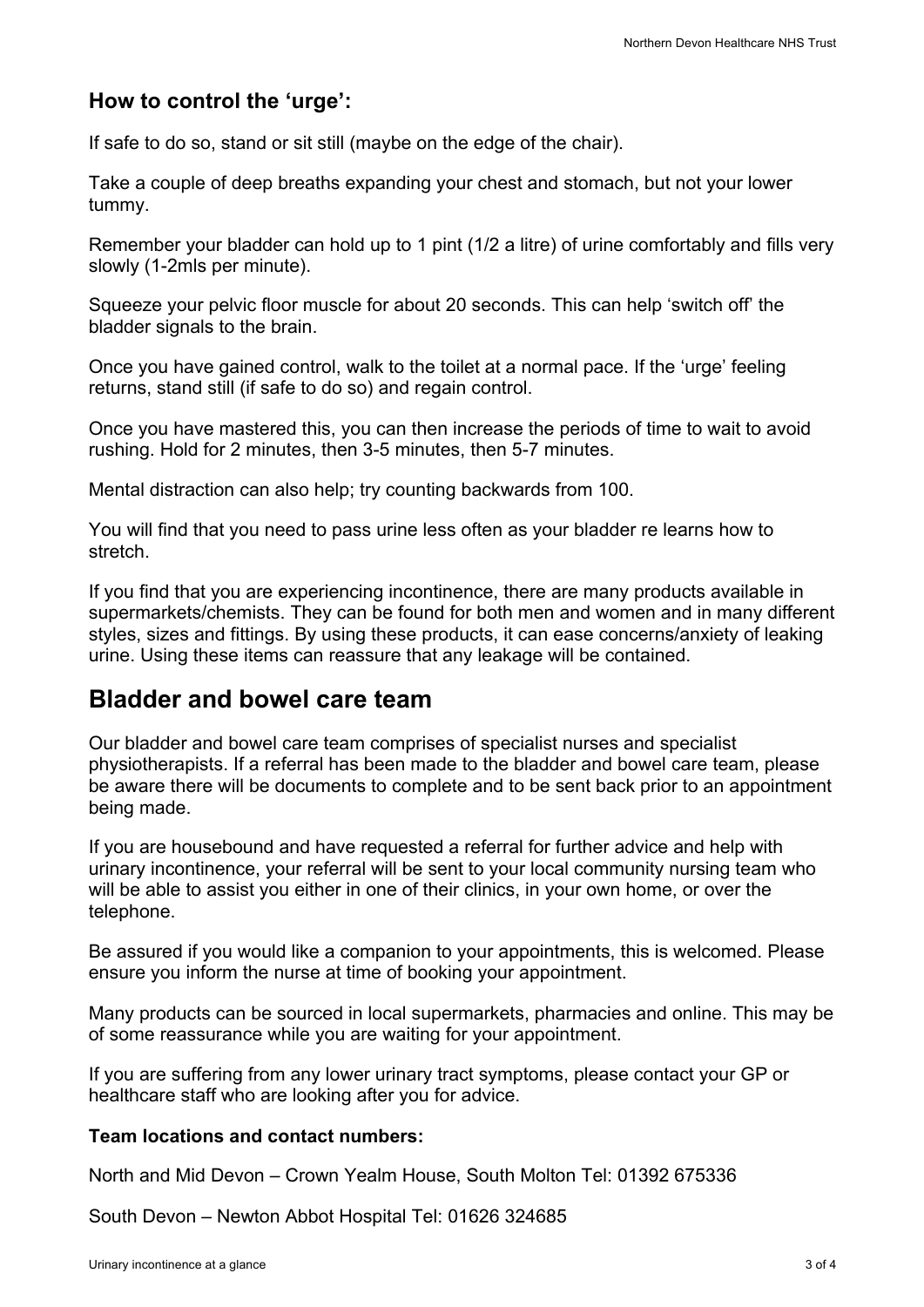### How to control the 'urge':

If safe to do so, stand or sit still (maybe on the edge of the chair).

Take a couple of deep breaths expanding your chest and stomach, but not your lower tummy.

Remember your bladder can hold up to 1 pint (1/2 a litre) of urine comfortably and fills very slowly (1-2mls per minute).

Squeeze your pelvic floor muscle for about 20 seconds. This can help 'switch off' the bladder signals to the brain.

Once you have gained control, walk to the toilet at a normal pace. If the 'urge' feeling returns, stand still (if safe to do so) and regain control.

Once you have mastered this, you can then increase the periods of time to wait to avoid rushing. Hold for 2 minutes, then 3-5 minutes, then 5-7 minutes.

Mental distraction can also help; try counting backwards from 100.

You will find that you need to pass urine less often as your bladder re learns how to stretch.

If you find that you are experiencing incontinence, there are many products available in supermarkets/chemists. They can be found for both men and women and in many different styles, sizes and fittings. By using these products, it can ease concerns/anxiety of leaking urine. Using these items can reassure that any leakage will be contained.

## Bladder and bowel care team

Our bladder and bowel care team comprises of specialist nurses and specialist physiotherapists. If a referral has been made to the bladder and bowel care team, please be aware there will be documents to complete and to be sent back prior to an appointment being made.

If you are housebound and have requested a referral for further advice and help with urinary incontinence, your referral will be sent to your local community nursing team who will be able to assist you either in one of their clinics, in your own home, or over the telephone.

Be assured if you would like a companion to your appointments, this is welcomed. Please ensure you inform the nurse at time of booking your appointment.

Many products can be sourced in local supermarkets, pharmacies and online. This may be of some reassurance while you are waiting for your appointment.

If you are suffering from any lower urinary tract symptoms, please contact your GP or healthcare staff who are looking after you for advice.

**Team locations and contact numbers:**

North and Mid Devon – Crown Yealm House, South Molton Tel: 01392 675336

South Devon – Newton Abbot Hospital Tel: 01626 324685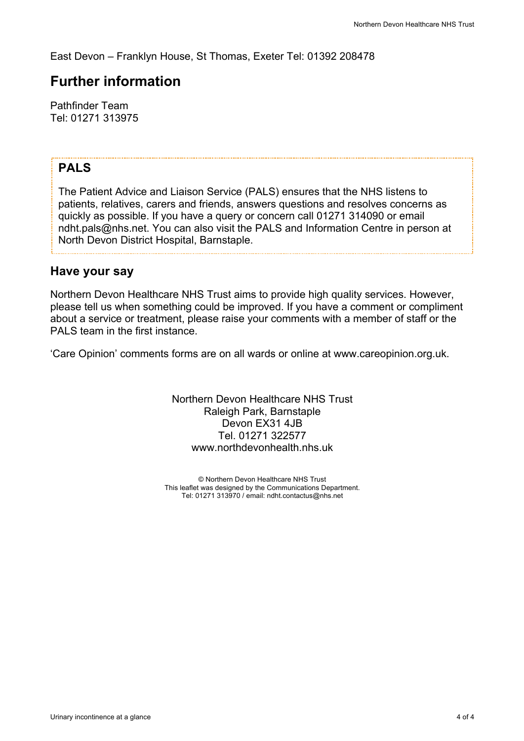East Devon – Franklyn House, St Thomas, Exeter Tel: 01392 208478

## Further information

Pathfinder Team
Tel: 01271 313975

### PALS

The Patient Advice and Liaison Service (PALS) ensures that the NHS listens to patients, relatives, carers and friends, answers questions and resolves concerns as quickly as possible. If you have a query or concern call 01271 314090 or email ndht.pals@nhs.net. You can also visit the PALS and Information Centre in person at North Devon District Hospital, Barnstaple.

### Have your say

Northern Devon Healthcare NHS Trust aims to provide high quality services. However, please tell us when something could be improved. If you have a comment or compliment about a service or treatment, please raise your comments with a member of staff or the PALS team in the first instance.

'Care Opinion' comments forms are on all wards or online at www.careopinion.org.uk.

Northern Devon Healthcare NHS Trust
Raleigh Park, Barnstaple
Devon EX31 4JB
Tel. 01271 322577
www.northdevonhealth.nhs.uk

© Northern Devon Healthcare NHS Trust
This leaflet was designed by the Communications Department.
Tel: 01271 313970 / email: ndht.contactus@nhs.net